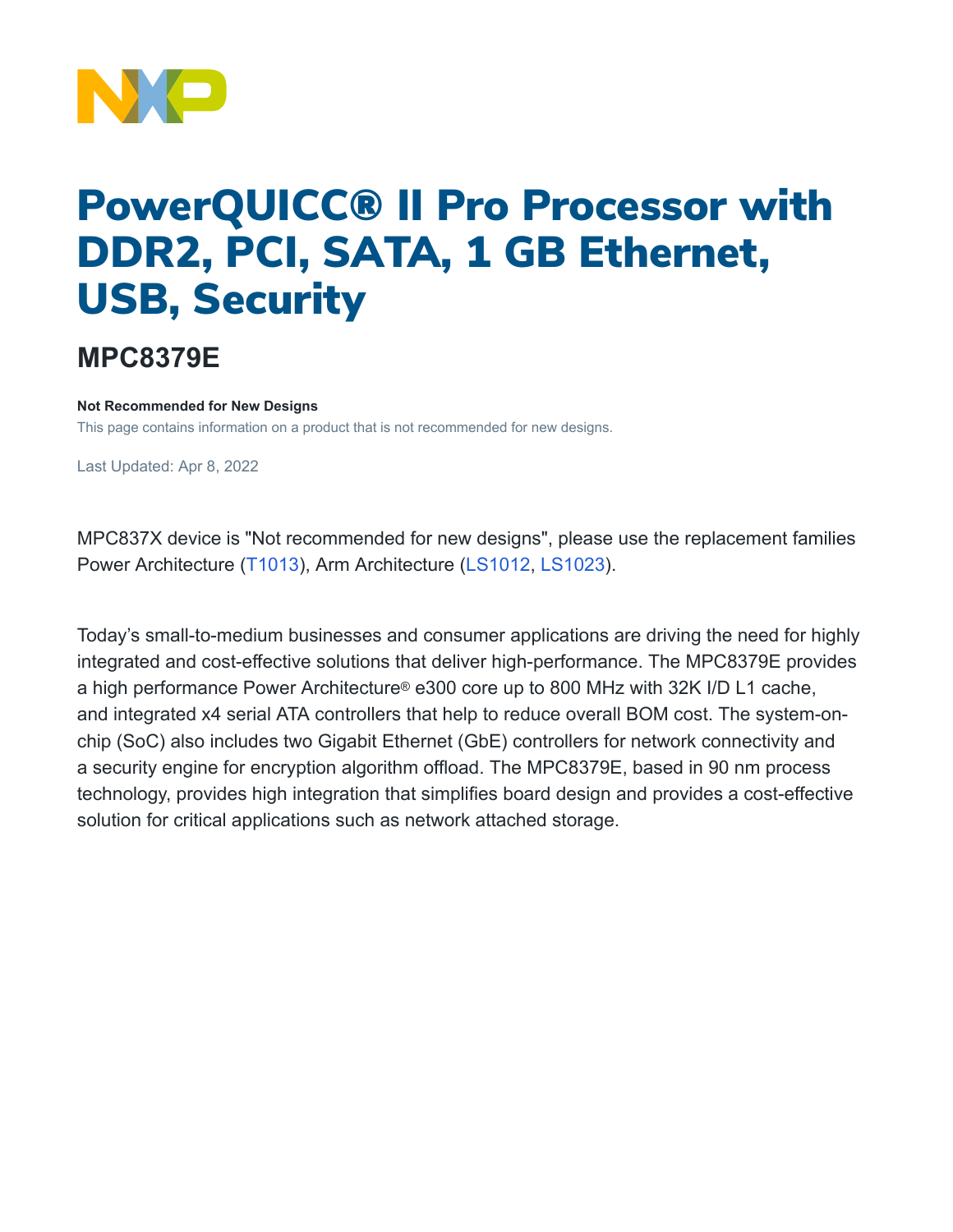# PowerQUICC® II Pro Processor with DDR2, PCI, SATA, 1 GB Ethernet, USB, Security

## MPC8379E

**Not Recommended for New Designs**

This page contains information on a product that is not recommended for new designs.

Last Updated: Apr 8, 2022

MPC837X device is "Not recommended for new designs", please use the replacement families Power Architecture (T1013), Arm Architecture (LS1012, LS1023).

Today's small-to-medium businesses and consumer applications are driving the need for highly integrated and cost-effective solutions that deliver high-performance. The MPC8379E provides a high performance Power Architecture® e300 core up to 800 MHz with 32K I/D L1 cache, and integrated x4 serial ATA controllers that help to reduce overall BOM cost. The system-on-chip (SoC) also includes two Gigabit Ethernet (GbE) controllers for network connectivity and a security engine for encryption algorithm offload. The MPC8379E, based in 90 nm process technology, provides high integration that simplifies board design and provides a cost-effective solution for critical applications such as network attached storage.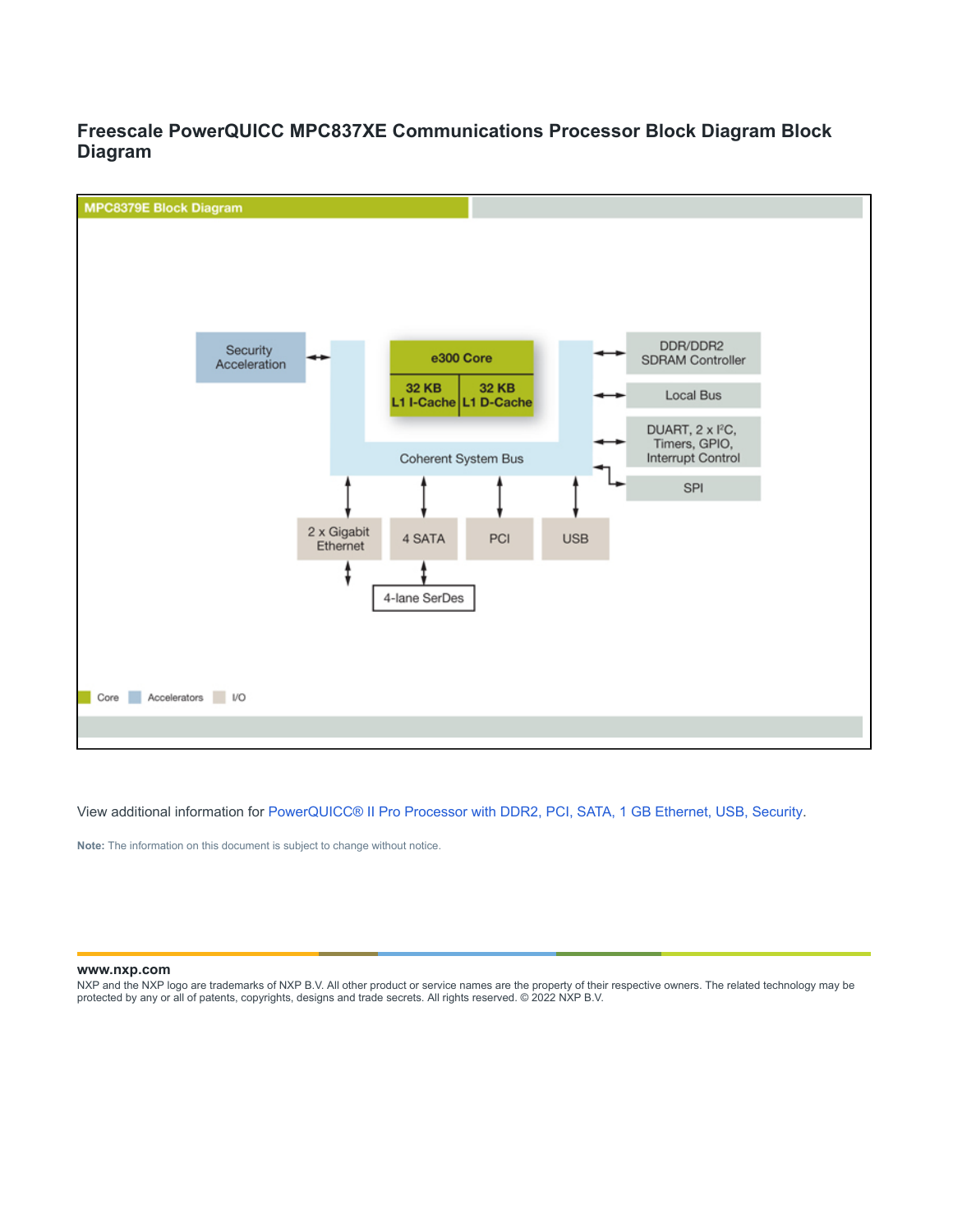## Freescale PowerQUICC MPC837XE Communications Processor Block Diagram Block Diagram

MPC8379E Block Diagram

Security Acceleration

e300 Core

32 KB L1 I-Cache

32 KB L1 D-Cache

Coherent System Bus

DDR/DDR2 SDRAM Controller

Local Bus

DUART, 2 x I²C, Timers, GPIO, Interrupt Control

SPI

2 x Gigabit Ethernet

4 SATA

PCI

USB

4-lane SerDes

Core Accelerators I/O

View additional information for PowerQUICC® II Pro Processor with DDR2, PCI, SATA, 1 GB Ethernet, USB, Security.

**Note:** The information on this document is subject to change without notice.

**www.nxp.com**

NXP and the NXP logo are trademarks of NXP B.V. All other product or service names are the property of their respective owners. The related technology may be protected by any or all of patents, copyrights, designs and trade secrets. All rights reserved. © 2022 NXP B.V.